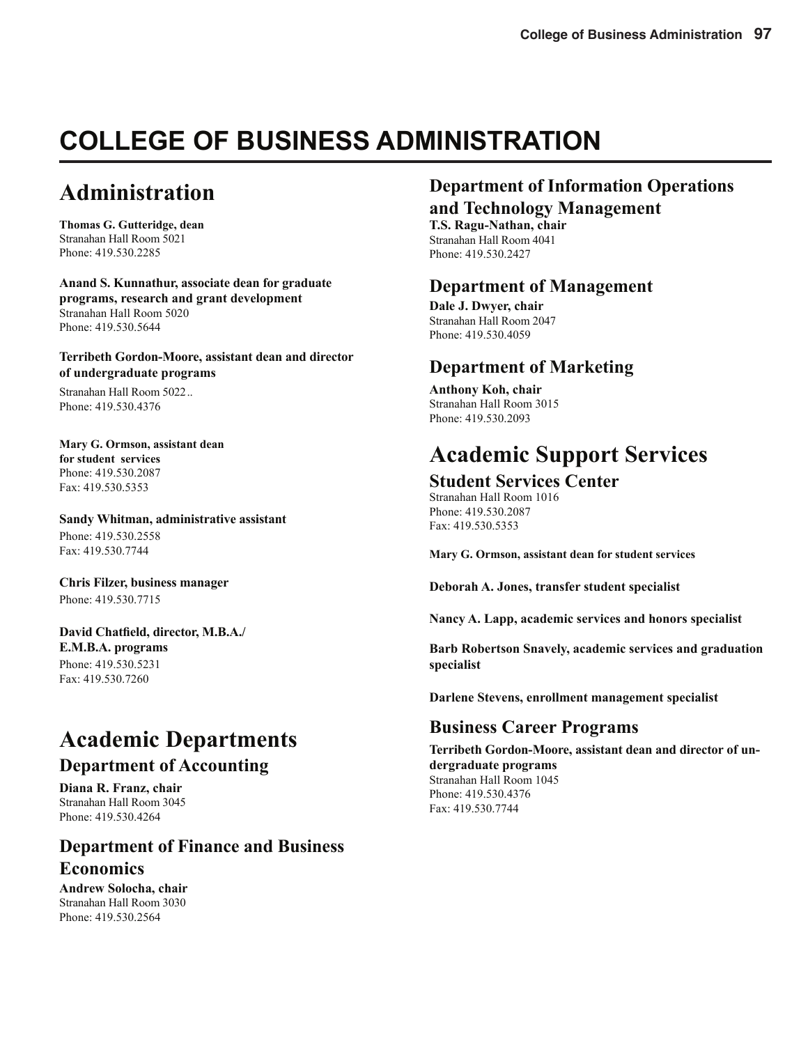# COLLEGE OF BUSINESS ADMINISTRATION

## Administration

**Thomas G. Gutteridge, dean**
Stranahan Hall Room 5021
Phone: 419.530.2285

**Anand S. Kunnathur, associate dean for graduate programs, research and grant development**
Stranahan Hall Room 5020
Phone: 419.530.5644

**Terribeth Gordon-Moore, assistant dean and director of undergraduate programs**
Stranahan Hall Room 5022..
Phone: 419.530.4376

**Mary G. Ormson, assistant dean for student services**
Phone: 419.530.2087
Fax: 419.530.5353

**Sandy Whitman, administrative assistant**
Phone: 419.530.2558
Fax: 419.530.7744

**Chris Filzer, business manager**
Phone: 419.530.7715

**David Chatfield, director, M.B.A./ E.M.B.A. programs**
Phone: 419.530.5231
Fax: 419.530.7260

## Academic Departments

### Department of Accounting

**Diana R. Franz, chair**
Stranahan Hall Room 3045
Phone: 419.530.4264

### Department of Finance and Business Economics

**Andrew Solocha, chair**
Stranahan Hall Room 3030
Phone: 419.530.2564

### Department of Information Operations and Technology Management

**T.S. Ragu-Nathan, chair**
Stranahan Hall Room 4041
Phone: 419.530.2427

### Department of Management

**Dale J. Dwyer, chair**
Stranahan Hall Room 2047
Phone: 419.530.4059

### Department of Marketing

**Anthony Koh, chair**
Stranahan Hall Room 3015
Phone: 419.530.2093

## Academic Support Services

### Student Services Center

Stranahan Hall Room 1016
Phone: 419.530.2087
Fax: 419.530.5353

**Mary G. Ormson, assistant dean for student services**

**Deborah A. Jones, transfer student specialist**

**Nancy A. Lapp, academic services and honors specialist**

**Barb Robertson Snavely, academic services and graduation specialist**

**Darlene Stevens, enrollment management specialist**

### Business Career Programs

**Terribeth Gordon-Moore, assistant dean and director of undergraduate programs**
Stranahan Hall Room 1045
Phone: 419.530.4376
Fax: 419.530.7744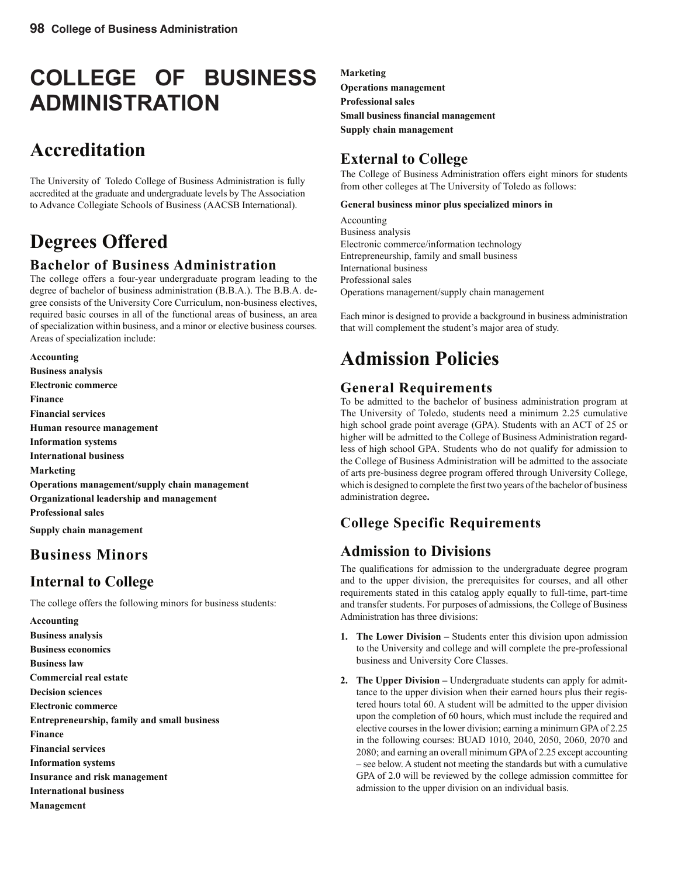# COLLEGE OF BUSINESS ADMINISTRATION

## Accreditation

The University of Toledo College of Business Administration is fully accredited at the graduate and undergraduate levels by The Association to Advance Collegiate Schools of Business (AACSB International).

## Degrees Offered

### Bachelor of Business Administration

The college offers a four-year undergraduate program leading to the degree of bachelor of business administration (B.B.A.). The B.B.A. degree consists of the University Core Curriculum, non-business electives, required basic courses in all of the functional areas of business, an area of specialization within business, and a minor or elective business courses. Areas of specialization include:

**Accounting**
**Business analysis**
**Electronic commerce**
**Finance**
**Financial services**
**Human resource management**
**Information systems**
**International business**
**Marketing**
**Operations management/supply chain management**
**Organizational leadership and management**
**Professional sales**
**Supply chain management**

### Business Minors

### Internal to College

The college offers the following minors for business students:

**Accounting**
**Business analysis**
**Business economics**
**Business law**
**Commercial real estate**
**Decision sciences**
**Electronic commerce**
**Entrepreneurship, family and small business**
**Finance**
**Financial services**
**Information systems**
**Insurance and risk management**
**International business**
**Management**
**Marketing**
**Operations management**
**Professional sales**
**Small business financial management**
**Supply chain management**

### External to College

The College of Business Administration offers eight minors for students from other colleges at The University of Toledo as follows:

**General business minor plus specialized minors in**

Accounting
Business analysis
Electronic commerce/information technology
Entrepreneurship, family and small business
International business
Professional sales
Operations management/supply chain management

Each minor is designed to provide a background in business administration that will complement the student's major area of study.

## Admission Policies

### General Requirements

To be admitted to the bachelor of business administration program at The University of Toledo, students need a minimum 2.25 cumulative high school grade point average (GPA). Students with an ACT of 25 or higher will be admitted to the College of Business Administration regardless of high school GPA. Students who do not qualify for admission to the College of Business Administration will be admitted to the associate of arts pre-business degree program offered through University College, which is designed to complete the first two years of the bachelor of business administration degree**.**

### College Specific Requirements

### Admission to Divisions

The qualifications for admission to the undergraduate degree program and to the upper division, the prerequisites for courses, and all other requirements stated in this catalog apply equally to full-time, part-time and transfer students. For purposes of admissions, the College of Business Administration has three divisions:

1. **The Lower Division –** Students enter this division upon admission to the University and college and will complete the pre-professional business and University Core Classes.
2. **The Upper Division –** Undergraduate students can apply for admittance to the upper division when their earned hours plus their registered hours total 60. A student will be admitted to the upper division upon the completion of 60 hours, which must include the required and elective courses in the lower division; earning a minimum GPA of 2.25 in the following courses: BUAD 1010, 2040, 2050, 2060, 2070 and 2080; and earning an overall minimum GPA of 2.25 except accounting – see below. A student not meeting the standards but with a cumulative GPA of 2.0 will be reviewed by the college admission committee for admission to the upper division on an individual basis.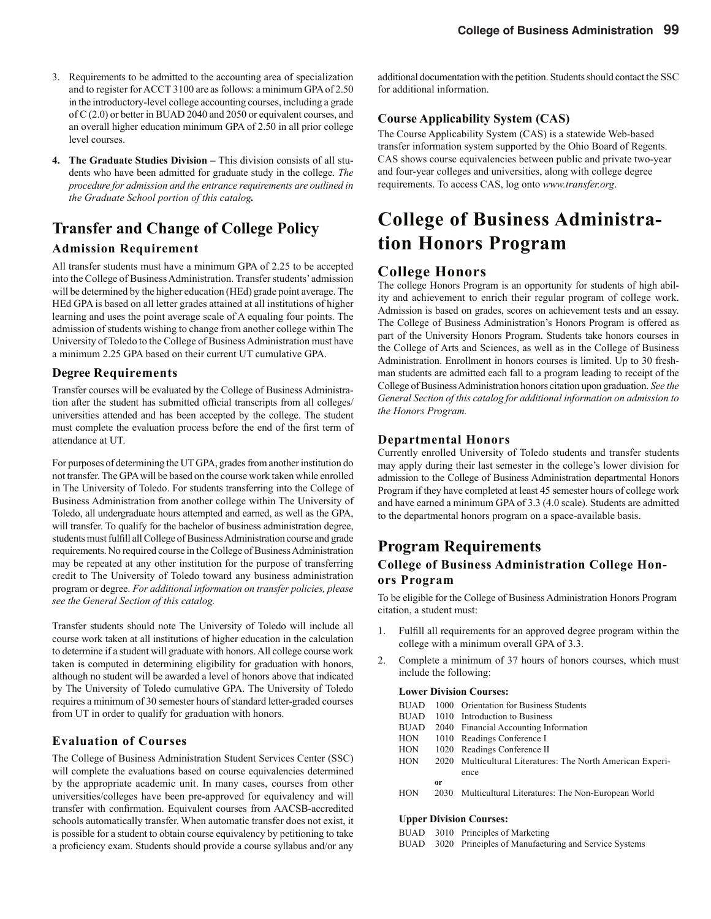3. Requirements to be admitted to the accounting area of specialization and to register for ACCT 3100 are as follows: a minimum GPA of 2.50 in the introductory-level college accounting courses, including a grade of C (2.0) or better in BUAD 2040 and 2050 or equivalent courses, and an overall higher education minimum GPA of 2.50 in all prior college level courses.

4. **The Graduate Studies Division –** This division consists of all students who have been admitted for graduate study in the college. *The procedure for admission and the entrance requirements are outlined in the Graduate School portion of this catalog.*

## Transfer and Change of College Policy

### Admission Requirement

All transfer students must have a minimum GPA of 2.25 to be accepted into the College of Business Administration. Transfer students' admission will be determined by the higher education (HEd) grade point average. The HEd GPA is based on all letter grades attained at all institutions of higher learning and uses the point average scale of A equaling four points. The admission of students wishing to change from another college within The University of Toledo to the College of Business Administration must have a minimum 2.25 GPA based on their current UT cumulative GPA.

### Degree Requirements

Transfer courses will be evaluated by the College of Business Administration after the student has submitted official transcripts from all colleges/universities attended and has been accepted by the college. The student must complete the evaluation process before the end of the first term of attendance at UT.

For purposes of determining the UT GPA, grades from another institution do not transfer. The GPA will be based on the course work taken while enrolled in The University of Toledo. For students transferring into the College of Business Administration from another college within The University of Toledo, all undergraduate hours attempted and earned, as well as the GPA, will transfer. To qualify for the bachelor of business administration degree, students must fulfill all College of Business Administration course and grade requirements. No required course in the College of Business Administration may be repeated at any other institution for the purpose of transferring credit to The University of Toledo toward any business administration program or degree. *For additional information on transfer policies, please see the General Section of this catalog.*

Transfer students should note The University of Toledo will include all course work taken at all institutions of higher education in the calculation to determine if a student will graduate with honors. All college course work taken is computed in determining eligibility for graduation with honors, although no student will be awarded a level of honors above that indicated by The University of Toledo cumulative GPA. The University of Toledo requires a minimum of 30 semester hours of standard letter-graded courses from UT in order to qualify for graduation with honors.

### Evaluation of Courses

The College of Business Administration Student Services Center (SSC) will complete the evaluations based on course equivalencies determined by the appropriate academic unit. In many cases, courses from other universities/colleges have been pre-approved for equivalency and will transfer with confirmation. Equivalent courses from AACSB-accredited schools automatically transfer. When automatic transfer does not exist, it is possible for a student to obtain course equivalency by petitioning to take a proficiency exam. Students should provide a course syllabus and/or any additional documentation with the petition. Students should contact the SSC for additional information.

### Course Applicability System (CAS)

The Course Applicability System (CAS) is a statewide Web-based transfer information system supported by the Ohio Board of Regents. CAS shows course equivalencies between public and private two-year and four-year colleges and universities, along with college degree requirements. To access CAS, log onto *www.transfer.org*.

# College of Business Administration Honors Program

## College Honors

The college Honors Program is an opportunity for students of high ability and achievement to enrich their regular program of college work. Admission is based on grades, scores on achievement tests and an essay. The College of Business Administration's Honors Program is offered as part of the University Honors Program. Students take honors courses in the College of Arts and Sciences, as well as in the College of Business Administration. Enrollment in honors courses is limited. Up to 30 freshman students are admitted each fall to a program leading to receipt of the College of Business Administration honors citation upon graduation. *See the General Section of this catalog for additional information on admission to the Honors Program.*

### Departmental Honors

Currently enrolled University of Toledo students and transfer students may apply during their last semester in the college's lower division for admission to the College of Business Administration departmental Honors Program if they have completed at least 45 semester hours of college work and have earned a minimum GPA of 3.3 (4.0 scale). Students are admitted to the departmental honors program on a space-available basis.

## Program Requirements

### College of Business Administration College Honors Program

To be eligible for the College of Business Administration Honors Program citation, a student must:

1. Fulfill all requirements for an approved degree program within the college with a minimum overall GPA of 3.3.
2. Complete a minimum of 37 hours of honors courses, which must include the following:

**Lower Division Courses:**

| | | |
|---|---|---|
| BUAD | 1000 | Orientation for Business Students |
| BUAD | 1010 | Introduction to Business |
| BUAD | 2040 | Financial Accounting Information |
| HON | 1010 | Readings Conference I |
| HON | 1020 | Readings Conference II |
| HON | 2020 | Multicultural Literatures: The North American Experience |
| | **or** | |
| HON | 2030 | Multicultural Literatures: The Non-European World |

**Upper Division Courses:**

| | | |
|---|---|---|
| BUAD | 3010 | Principles of Marketing |
| BUAD | 3020 | Principles of Manufacturing and Service Systems |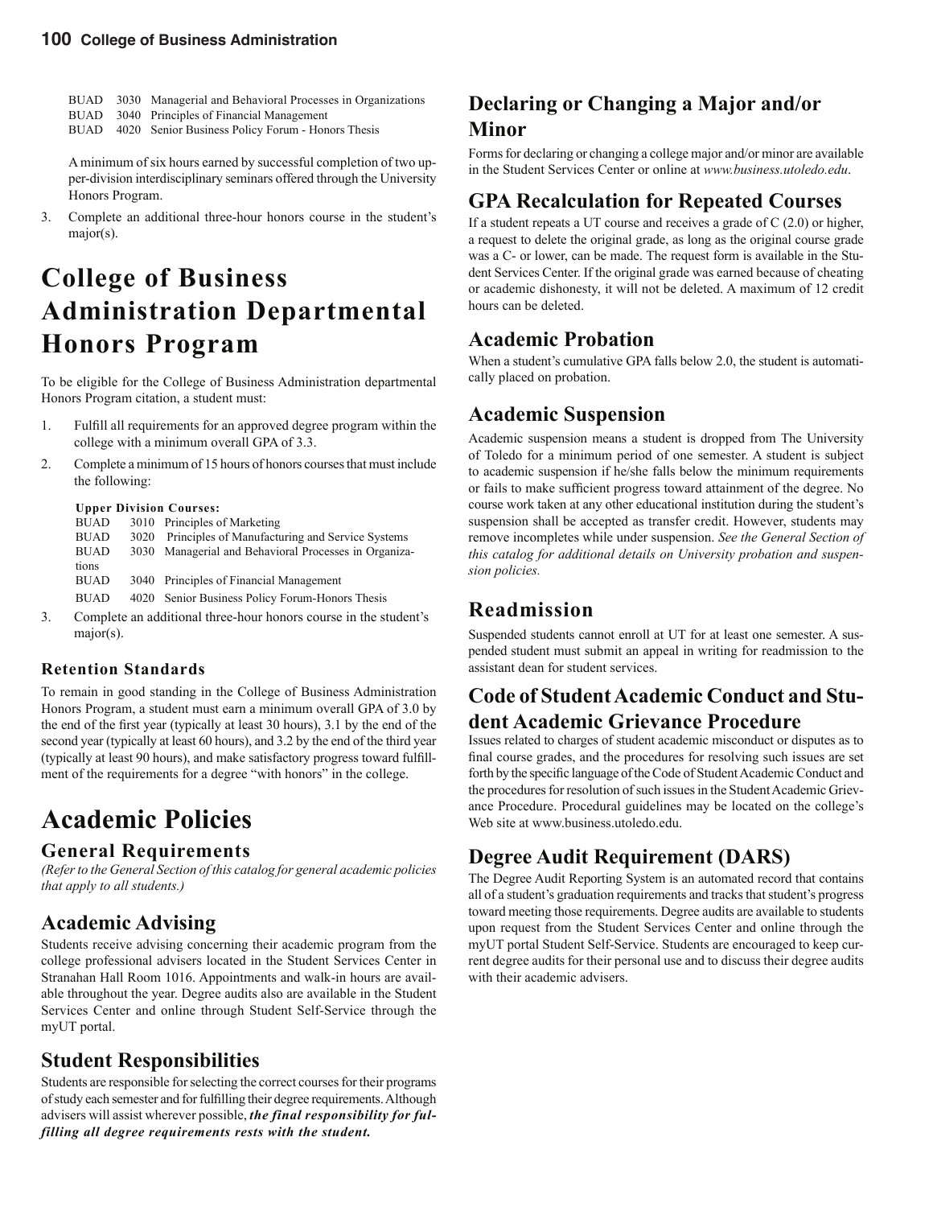BUAD 3030 Managerial and Behavioral Processes in Organizations
BUAD 3040 Principles of Financial Management
BUAD 4020 Senior Business Policy Forum - Honors Thesis

A minimum of six hours earned by successful completion of two upper-division interdisciplinary seminars offered through the University Honors Program.

3. Complete an additional three-hour honors course in the student's major(s).

# College of Business Administration Departmental Honors Program

To be eligible for the College of Business Administration departmental Honors Program citation, a student must:

1. Fulfill all requirements for an approved degree program within the college with a minimum overall GPA of 3.3.
2. Complete a minimum of 15 hours of honors courses that must include the following:

   **Upper Division Courses:**
   BUAD 3010 Principles of Marketing
   BUAD 3020 Principles of Manufacturing and Service Systems
   BUAD 3030 Managerial and Behavioral Processes in Organizations
   BUAD 3040 Principles of Financial Management
   BUAD 4020 Senior Business Policy Forum-Honors Thesis

3. Complete an additional three-hour honors course in the student's major(s).

### Retention Standards

To remain in good standing in the College of Business Administration Honors Program, a student must earn a minimum overall GPA of 3.0 by the end of the first year (typically at least 30 hours), 3.1 by the end of the second year (typically at least 60 hours), and 3.2 by the end of the third year (typically at least 90 hours), and make satisfactory progress toward fulfillment of the requirements for a degree "with honors" in the college.

# Academic Policies

## General Requirements

*(Refer to the General Section of this catalog for general academic policies that apply to all students.)*

## Academic Advising

Students receive advising concerning their academic program from the college professional advisers located in the Student Services Center in Stranahan Hall Room 1016. Appointments and walk-in hours are available throughout the year. Degree audits also are available in the Student Services Center and online through Student Self-Service through the myUT portal.

## Student Responsibilities

Students are responsible for selecting the correct courses for their programs of study each semester and for fulfilling their degree requirements. Although advisers will assist wherever possible, ***the final responsibility for fulfilling all degree requirements rests with the student.***

## Declaring or Changing a Major and/or Minor

Forms for declaring or changing a college major and/or minor are available in the Student Services Center or online at *www.business.utoledo.edu*.

## GPA Recalculation for Repeated Courses

If a student repeats a UT course and receives a grade of C (2.0) or higher, a request to delete the original grade, as long as the original course grade was a C- or lower, can be made. The request form is available in the Student Services Center. If the original grade was earned because of cheating or academic dishonesty, it will not be deleted. A maximum of 12 credit hours can be deleted.

## Academic Probation

When a student's cumulative GPA falls below 2.0, the student is automatically placed on probation.

## Academic Suspension

Academic suspension means a student is dropped from The University of Toledo for a minimum period of one semester. A student is subject to academic suspension if he/she falls below the minimum requirements or fails to make sufficient progress toward attainment of the degree. No course work taken at any other educational institution during the student's suspension shall be accepted as transfer credit. However, students may remove incompletes while under suspension. *See the General Section of this catalog for additional details on University probation and suspension policies.*

## Readmission

Suspended students cannot enroll at UT for at least one semester. A suspended student must submit an appeal in writing for readmission to the assistant dean for student services.

## Code of Student Academic Conduct and Student Academic Grievance Procedure

Issues related to charges of student academic misconduct or disputes as to final course grades, and the procedures for resolving such issues are set forth by the specific language of the Code of Student Academic Conduct and the procedures for resolution of such issues in the Student Academic Grievance Procedure. Procedural guidelines may be located on the college's Web site at www.business.utoledo.edu.

## Degree Audit Requirement (DARS)

The Degree Audit Reporting System is an automated record that contains all of a student's graduation requirements and tracks that student's progress toward meeting those requirements. Degree audits are available to students upon request from the Student Services Center and online through the myUT portal Student Self-Service. Students are encouraged to keep current degree audits for their personal use and to discuss their degree audits with their academic advisers.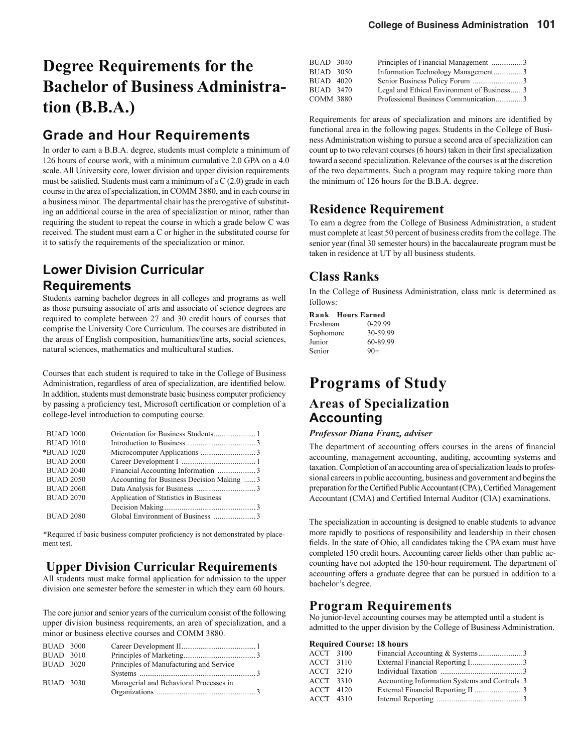# Degree Requirements for the Bachelor of Business Administration (B.B.A.)

## Grade and Hour Requirements

In order to earn a B.B.A. degree, students must complete a minimum of 126 hours of course work, with a minimum cumulative 2.0 GPA on a 4.0 scale. All University core, lower division and upper division requirements must be satisfied. Students must earn a minimum of a C (2.0) grade in each course in the area of specialization, in COMM 3880, and in each course in a business minor. The departmental chair has the prerogative of substituting an additional course in the area of specialization or minor, rather than requiring the student to repeat the course in which a grade below C was received. The student must earn a C or higher in the substituted course for it to satisfy the requirements of the specialization or minor.

## Lower Division Curricular Requirements

Students earning bachelor degrees in all colleges and programs as well as those pursuing associate of arts and associate of science degrees are required to complete between 27 and 30 credit hours of courses that comprise the University Core Curriculum. The courses are distributed in the areas of English composition, humanities/fine arts, social sciences, natural sciences, mathematics and multicultural studies.

Courses that each student is required to take in the College of Business Administration, regardless of area of specialization, are identified below. In addition, students must demonstrate basic business computer proficiency by passing a proficiency test, Microsoft certification or completion of a college-level introduction to computing course.

| Course | Title | Hours |
|---|---|---|
| BUAD 1000 | Orientation for Business Students | 1 |
| BUAD 1010 | Introduction to Business | 3 |
| *BUAD 1020 | Microcomputer Applications | 3 |
| BUAD 2000 | Career Development I | 1 |
| BUAD 2040 | Financial Accounting Information | 3 |
| BUAD 2050 | Accounting for Business Decision Making | 3 |
| BUAD 2060 | Data Analysis for Business | 3 |
| BUAD 2070 | Application of Statistics in Business Decision Making | 3 |
| BUAD 2080 | Global Environment of Business | 3 |

*Required if basic business computer proficiency is not demonstrated by placement test.

## Upper Division Curricular Requirements

All students must make formal application for admission to the upper division one semester before the semester in which they earn 60 hours.

The core junior and senior years of the curriculum consist of the following upper division business requirements, an area of specialization, and a minor or business elective courses and COMM 3880.

| Course | Title | Hours |
|---|---|---|
| BUAD 3000 | Career Development II | 1 |
| BUAD 3010 | Principles of Marketing | 3 |
| BUAD 3020 | Principles of Manufacturing and Service Systems | 3 |
| BUAD 3030 | Managerial and Behavioral Processes in Organizations | 3 |
| BUAD 3040 | Principles of Financial Management | 3 |
| BUAD 3050 | Information Technology Management | 3 |
| BUAD 4020 | Senior Business Policy Forum | 3 |
| BUAD 3470 | Legal and Ethical Environment of Business | 3 |
| COMM 3880 | Professional Business Communication | 3 |

Requirements for areas of specialization and minors are identified by functional area in the following pages. Students in the College of Business Administration wishing to pursue a second area of specialization can count up to two relevant courses (6 hours) taken in their first specialization toward a second specialization. Relevance of the courses is at the discretion of the two departments. Such a program may require taking more than the minimum of 126 hours for the B.B.A. degree.

## Residence Requirement

To earn a degree from the College of Business Administration, a student must complete at least 50 percent of business credits from the college. The senior year (final 30 semester hours) in the baccalaureate program must be taken in residence at UT by all business students.

## Class Ranks

In the College of Business Administration, class rank is determined as follows:

| Rank | Hours Earned |
|---|---|
| Freshman | 0-29.99 |
| Sophomore | 30-59.99 |
| Junior | 60-89.99 |
| Senior | 90+ |

# Programs of Study

## Areas of Specialization

### Accounting

***Professor Diana Franz, adviser***

The department of accounting offers courses in the areas of financial accounting, management accounting, auditing, accounting systems and taxation. Completion of an accounting area of specialization leads to professional careers in public accounting, business and government and begins the preparation for the Certified Public Accountant (CPA), Certified Management Accountant (CMA) and Certified Internal Auditor (CIA) examinations.

The specialization in accounting is designed to enable students to advance more rapidly to positions of responsibility and leadership in their chosen fields. In the state of Ohio, all candidates taking the CPA exam must have completed 150 credit hours. Accounting career fields other than public accounting have not adopted the 150-hour requirement. The department of accounting offers a graduate degree that can be pursued in addition to a bachelor's degree.

## Program Requirements

No junior-level accounting courses may be attempted until a student is admitted to the upper division by the College of Business Administration.

**Required Course: 18 hours**

| Course | Title | Hours |
|---|---|---|
| ACCT 3100 | Financial Accounting & Systems | 3 |
| ACCT 3110 | External Financial Reporting I | 3 |
| ACCT 3210 | Individual Taxation | 3 |
| ACCT 3310 | Accounting Information Systems and Controls | 3 |
| ACCT 4120 | External Financial Reporting II | 3 |
| ACCT 4310 | Internal Reporting | 3 |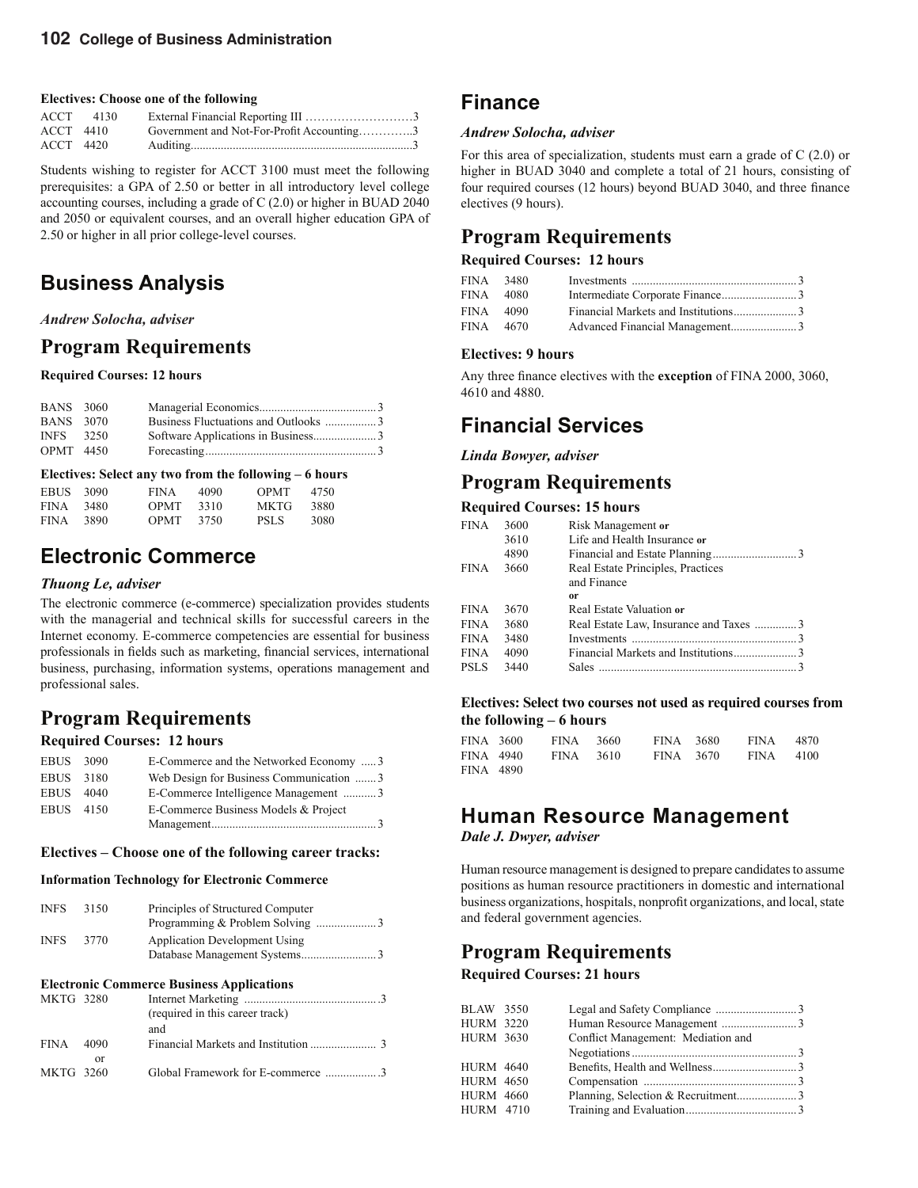**Electives: Choose one of the following**

| | | | |
|---|---|---|---|
| ACCT | 4130 | External Financial Reporting III | 3 |
| ACCT | 4410 | Government and Not-For-Profit Accounting | 3 |
| ACCT | 4420 | Auditing | 3 |

Students wishing to register for ACCT 3100 must meet the following prerequisites: a GPA of 2.50 or better in all introductory level college accounting courses, including a grade of C (2.0) or higher in BUAD 2040 and 2050 or equivalent courses, and an overall higher education GPA of 2.50 or higher in all prior college-level courses.

## Business Analysis

***Andrew Solocha, adviser***

### Program Requirements

**Required Courses: 12 hours**

| | | | |
|---|---|---|---|
| BANS | 3060 | Managerial Economics | 3 |
| BANS | 3070 | Business Fluctuations and Outlooks | 3 |
| INFS | 3250 | Software Applications in Business | 3 |
| OPMT | 4450 | Forecasting | 3 |

**Electives: Select any two from the following – 6 hours**

| | | | | | |
|---|---|---|---|---|---|
| EBUS 3090 | | FINA 4090 | | OPMT 4750 | |
| FINA 3480 | | OPMT 3310 | | MKTG 3880 | |
| FINA 3890 | | OPMT 3750 | | PSLS 3080 | |

## Electronic Commerce

***Thuong Le, adviser***

The electronic commerce (e-commerce) specialization provides students with the managerial and technical skills for successful careers in the Internet economy. E-commerce competencies are essential for business professionals in fields such as marketing, financial services, international business, purchasing, information systems, operations management and professional sales.

### Program Requirements

**Required Courses: 12 hours**

| | | | |
|---|---|---|---|
| EBUS | 3090 | E-Commerce and the Networked Economy | 3 |
| EBUS | 3180 | Web Design for Business Communication | 3 |
| EBUS | 4040 | E-Commerce Intelligence Management | 3 |
| EBUS | 4150 | E-Commerce Business Models & Project Management | 3 |

**Electives – Choose one of the following career tracks:**

**Information Technology for Electronic Commerce**

| | | | |
|---|---|---|---|
| INFS | 3150 | Principles of Structured Computer Programming & Problem Solving | 3 |
| INFS | 3770 | Application Development Using Database Management Systems | 3 |

**Electronic Commerce Business Applications**

| | | | |
|---|---|---|---|
| MKTG | 3280 | Internet Marketing (required in this career track) and | 3 |
| FINA | 4090 or | Financial Markets and Institution | 3 |
| MKTG | 3260 | Global Framework for E-commerce | 3 |

## Finance

***Andrew Solocha, adviser***

For this area of specialization, students must earn a grade of C (2.0) or higher in BUAD 3040 and complete a total of 21 hours, consisting of four required courses (12 hours) beyond BUAD 3040, and three finance electives (9 hours).

### Program Requirements

**Required Courses: 12 hours**

| | | | |
|---|---|---|---|
| FINA | 3480 | Investments | 3 |
| FINA | 4080 | Intermediate Corporate Finance | 3 |
| FINA | 4090 | Financial Markets and Institutions | 3 |
| FINA | 4670 | Advanced Financial Management | 3 |

**Electives: 9 hours**

Any three finance electives with the **exception** of FINA 2000, 3060, 4610 and 4880.

## Financial Services

***Linda Bowyer, adviser***

### Program Requirements

**Required Courses: 15 hours**

| | | | |
|---|---|---|---|
| FINA | 3600 | Risk Management **or** | |
| | 3610 | Life and Health Insurance **or** | |
| | 4890 | Financial and Estate Planning | 3 |
| FINA | 3660 | Real Estate Principles, Practices and Finance **or** | |
| FINA | 3670 | Real Estate Valuation **or** | |
| FINA | 3680 | Real Estate Law, Insurance and Taxes | 3 |
| FINA | 3480 | Investments | 3 |
| FINA | 4090 | Financial Markets and Institutions | 3 |
| PSLS | 3440 | Sales | 3 |

**Electives: Select two courses not used as required courses from the following – 6 hours**

| | | | |
|---|---|---|---|
| FINA 3600 | FINA 3660 | FINA 3680 | FINA 4870 |
| FINA 4940 | FINA 3610 | FINA 3670 | FINA 4100 |
| FINA 4890 | | | |

## Human Resource Management

***Dale J. Dwyer, adviser***

Human resource management is designed to prepare candidates to assume positions as human resource practitioners in domestic and international business organizations, hospitals, nonprofit organizations, and local, state and federal government agencies.

### Program Requirements

**Required Courses: 21 hours**

| | | | |
|---|---|---|---|
| BLAW | 3550 | Legal and Safety Compliance | 3 |
| HURM | 3220 | Human Resource Management | 3 |
| HURM | 3630 | Conflict Management: Mediation and Negotiations | 3 |
| HURM | 4640 | Benefits, Health and Wellness | 3 |
| HURM | 4650 | Compensation | 3 |
| HURM | 4660 | Planning, Selection & Recruitment | 3 |
| HURM | 4710 | Training and Evaluation | 3 |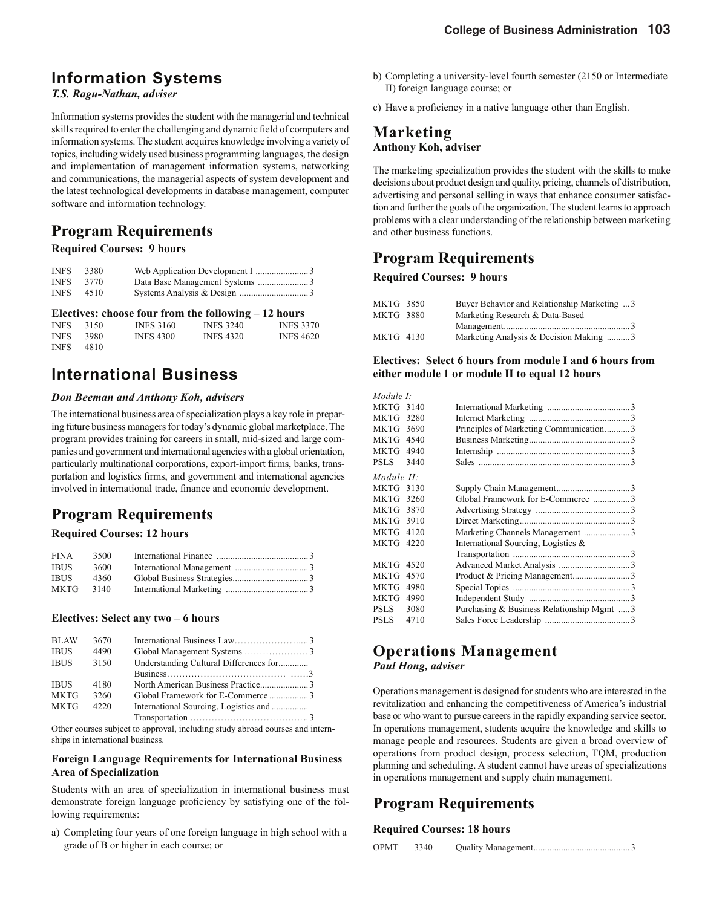## Information Systems

*T.S. Ragu-Nathan, adviser*

Information systems provides the student with the managerial and technical skills required to enter the challenging and dynamic field of computers and information systems. The student acquires knowledge involving a variety of topics, including widely used business programming languages, the design and implementation of management information systems, networking and communications, the managerial aspects of system development and the latest technological developments in database management, computer software and information technology.

## Program Requirements

**Required Courses: 9 hours**

| | | | |
|---|---|---|---|
| INFS | 3380 | Web Application Development I | 3 |
| INFS | 3770 | Data Base Management Systems | 3 |
| INFS | 4510 | Systems Analysis & Design | 3 |

**Electives: choose four from the following – 12 hours**

| | | | | |
|---|---|---|---|---|
| INFS 3150 | INFS 3160 | INFS 3240 | INFS 3370 | |
| INFS 3980 | INFS 4300 | INFS 4320 | INFS 4620 | |
| INFS 4810 | | | | |

## International Business

***Don Beeman and Anthony Koh, advisers***

The international business area of specialization plays a key role in preparing future business managers for today's dynamic global marketplace. The program provides training for careers in small, mid-sized and large companies and government and international agencies with a global orientation, particularly multinational corporations, export-import firms, banks, transportation and logistics firms, and government and international agencies involved in international trade, finance and economic development.

## Program Requirements

**Required Courses: 12 hours**

| | | | |
|---|---|---|---|
| FINA | 3500 | International Finance | 3 |
| IBUS | 3600 | International Management | 3 |
| IBUS | 4360 | Global Business Strategies | 3 |
| MKTG | 3140 | International Marketing | 3 |

**Electives: Select any two – 6 hours**

| | | | |
|---|---|---|---|
| BLAW | 3670 | International Business Law | 3 |
| IBUS | 4490 | Global Management Systems | 3 |
| IBUS | 3150 | Understanding Cultural Differences for Business | 3 |
| IBUS | 4180 | North American Business Practice | 3 |
| MKTG | 3260 | Global Framework for E-Commerce | 3 |
| MKTG | 4220 | International Sourcing, Logistics and Transportation | 3 |

Other courses subject to approval, including study abroad courses and internships in international business.

### Foreign Language Requirements for International Business Area of Specialization

Students with an area of specialization in international business must demonstrate foreign language proficiency by satisfying one of the following requirements:

a) Completing four years of one foreign language in high school with a grade of B or higher in each course; or

b) Completing a university-level fourth semester (2150 or Intermediate II) foreign language course; or

c) Have a proficiency in a native language other than English.

## Marketing

**Anthony Koh, adviser**

The marketing specialization provides the student with the skills to make decisions about product design and quality, pricing, channels of distribution, advertising and personal selling in ways that enhance consumer satisfaction and further the goals of the organization. The student learns to approach problems with a clear understanding of the relationship between marketing and other business functions.

## Program Requirements

**Required Courses: 9 hours**

| | | | |
|---|---|---|---|
| MKTG | 3850 | Buyer Behavior and Relationship Marketing | 3 |
| MKTG | 3880 | Marketing Research & Data-Based Management | 3 |
| MKTG | 4130 | Marketing Analysis & Decision Making | 3 |

**Electives: Select 6 hours from module I and 6 hours from either module 1 or module II to equal 12 hours**

*Module I:*

| | | | |
|---|---|---|---|
| MKTG | 3140 | International Marketing | 3 |
| MKTG | 3280 | Internet Marketing | 3 |
| MKTG | 3690 | Principles of Marketing Communication | 3 |
| MKTG | 4540 | Business Marketing | 3 |
| MKTG | 4940 | Internship | 3 |
| PSLS | 3440 | Sales | 3 |

*Module II:*

| | | | |
|---|---|---|---|
| MKTG | 3130 | Supply Chain Management | 3 |
| MKTG | 3260 | Global Framework for E-Commerce | 3 |
| MKTG | 3870 | Advertising Strategy | 3 |
| MKTG | 3910 | Direct Marketing | 3 |
| MKTG | 4120 | Marketing Channels Management | 3 |
| MKTG | 4220 | International Sourcing, Logistics & Transportation | 3 |
| MKTG | 4520 | Advanced Market Analysis | 3 |
| MKTG | 4570 | Product & Pricing Management | 3 |
| MKTG | 4980 | Special Topics | 3 |
| MKTG | 4990 | Independent Study | 3 |
| PSLS | 3080 | Purchasing & Business Relationship Mgmt | 3 |
| PSLS | 4710 | Sales Force Leadership | 3 |

## Operations Management

*Paul Hong, adviser*

Operations management is designed for students who are interested in the revitalization and enhancing the competitiveness of America's industrial base or who want to pursue careers in the rapidly expanding service sector. In operations management, students acquire the knowledge and skills to manage people and resources. Students are given a broad overview of operations from product design, process selection, TQM, production planning and scheduling. A student cannot have areas of specializations in operations management and supply chain management.

## Program Requirements

**Required Courses: 18 hours**

| | | | |
|---|---|---|---|
| OPMT | 3340 | Quality Management | 3 |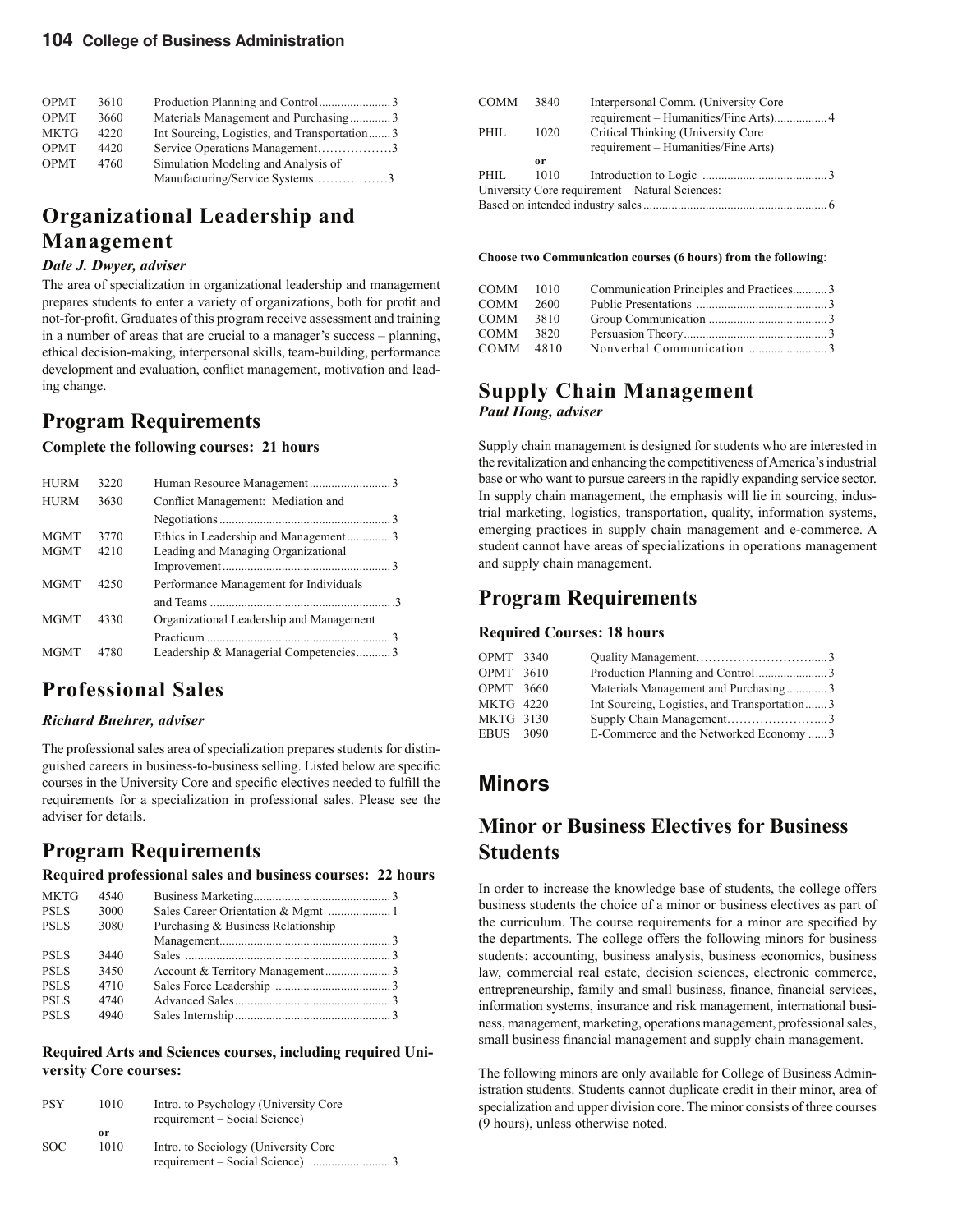| | | | |
|---|---|---|---|
| OPMT | 3610 | Production Planning and Control | 3 |
| OPMT | 3660 | Materials Management and Purchasing | 3 |
| MKTG | 4220 | Int Sourcing, Logistics, and Transportation | 3 |
| OPMT | 4420 | Service Operations Management | 3 |
| OPMT | 4760 | Simulation Modeling and Analysis of Manufacturing/Service Systems | 3 |

## Organizational Leadership and Management

***Dale J. Dwyer, adviser***

The area of specialization in organizational leadership and management prepares students to enter a variety of organizations, both for profit and not-for-profit. Graduates of this program receive assessment and training in a number of areas that are crucial to a manager's success – planning, ethical decision-making, interpersonal skills, team-building, performance development and evaluation, conflict management, motivation and leading change.

## Program Requirements

**Complete the following courses: 21 hours**

| | | | |
|---|---|---|---|
| HURM | 3220 | Human Resource Management | 3 |
| HURM | 3630 | Conflict Management: Mediation and Negotiations | 3 |
| MGMT | 3770 | Ethics in Leadership and Management | 3 |
| MGMT | 4210 | Leading and Managing Organizational Improvement | 3 |
| MGMT | 4250 | Performance Management for Individuals and Teams | 3 |
| MGMT | 4330 | Organizational Leadership and Management Practicum | 3 |
| MGMT | 4780 | Leadership & Managerial Competencies | 3 |

## Professional Sales

***Richard Buehrer, adviser***

The professional sales area of specialization prepares students for distinguished careers in business-to-business selling. Listed below are specific courses in the University Core and specific electives needed to fulfill the requirements for a specialization in professional sales. Please see the adviser for details.

## Program Requirements

**Required professional sales and business courses: 22 hours**

| | | | |
|---|---|---|---|
| MKTG | 4540 | Business Marketing | 3 |
| PSLS | 3000 | Sales Career Orientation & Mgmt | 1 |
| PSLS | 3080 | Purchasing & Business Relationship Management | 3 |
| PSLS | 3440 | Sales | 3 |
| PSLS | 3450 | Account & Territory Management | 3 |
| PSLS | 4710 | Sales Force Leadership | 3 |
| PSLS | 4740 | Advanced Sales | 3 |
| PSLS | 4940 | Sales Internship | 3 |

**Required Arts and Sciences courses, including required University Core courses:**

| | | | |
|---|---|---|---|
| PSY | 1010 | Intro. to Psychology (University Core requirement – Social Science) | |
| | or | | |
| SOC | 1010 | Intro. to Sociology (University Core requirement – Social Science) | 3 |
| COMM | 3840 | Interpersonal Comm. (University Core requirement – Humanities/Fine Arts) | 4 |
| PHIL | 1020 | Critical Thinking (University Core requirement – Humanities/Fine Arts) | |
| | or | | |
| PHIL | 1010 | Introduction to Logic | 3 |

University Core requirement – Natural Sciences:
Based on intended industry sales ............ 6

**Choose two Communication courses (6 hours) from the following**:

| | | | |
|---|---|---|---|
| COMM | 1010 | Communication Principles and Practices | 3 |
| COMM | 2600 | Public Presentations | 3 |
| COMM | 3810 | Group Communication | 3 |
| COMM | 3820 | Persuasion Theory | 3 |
| COMM | 4810 | Nonverbal Communication | 3 |

## Supply Chain Management

***Paul Hong, adviser***

Supply chain management is designed for students who are interested in the revitalization and enhancing the competitiveness of America's industrial base or who want to pursue careers in the rapidly expanding service sector. In supply chain management, the emphasis will lie in sourcing, industrial marketing, logistics, transportation, quality, information systems, emerging practices in supply chain management and e-commerce. A student cannot have areas of specializations in operations management and supply chain management.

## Program Requirements

**Required Courses: 18 hours**

| | | | |
|---|---|---|---|
| OPMT | 3340 | Quality Management | 3 |
| OPMT | 3610 | Production Planning and Control | 3 |
| OPMT | 3660 | Materials Management and Purchasing | 3 |
| MKTG | 4220 | Int Sourcing, Logistics, and Transportation | 3 |
| MKTG | 3130 | Supply Chain Management | 3 |
| EBUS | 3090 | E-Commerce and the Networked Economy | 3 |

# Minors

## Minor or Business Electives for Business Students

In order to increase the knowledge base of students, the college offers business students the choice of a minor or business electives as part of the curriculum. The course requirements for a minor are specified by the departments. The college offers the following minors for business students: accounting, business analysis, business economics, business law, commercial real estate, decision sciences, electronic commerce, entrepreneurship, family and small business, finance, financial services, information systems, insurance and risk management, international business, management, marketing, operations management, professional sales, small business financial management and supply chain management.

The following minors are only available for College of Business Administration students. Students cannot duplicate credit in their minor, area of specialization and upper division core. The minor consists of three courses (9 hours), unless otherwise noted.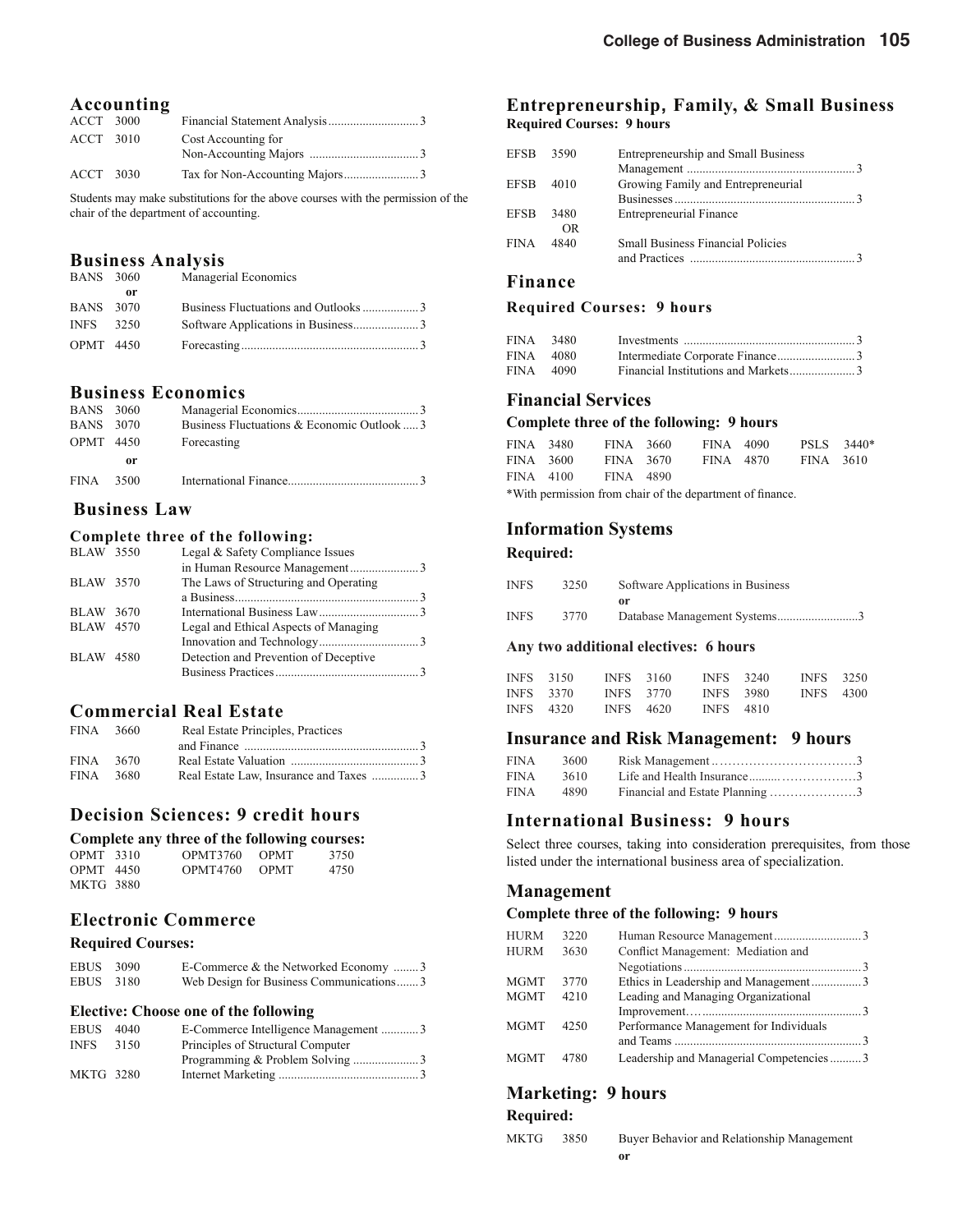## Accounting

| | | |
|---|---|---|
| ACCT 3000 | Financial Statement Analysis | 3 |
| ACCT 3010 | Cost Accounting for Non-Accounting Majors | 3 |
| ACCT 3030 | Tax for Non-Accounting Majors | 3 |

Students may make substitutions for the above courses with the permission of the chair of the department of accounting.

## Business Analysis

| | | |
|---|---|---|
| BANS 3060 | Managerial Economics | |
| **or** | | |
| BANS 3070 | Business Fluctuations and Outlooks | 3 |
| INFS 3250 | Software Applications in Business | 3 |
| OPMT 4450 | Forecasting | 3 |

## Business Economics

| | | |
|---|---|---|
| BANS 3060 | Managerial Economics | 3 |
| BANS 3070 | Business Fluctuations & Economic Outlook | 3 |
| OPMT 4450 | Forecasting | |
| **or** | | |
| FINA 3500 | International Finance | 3 |

## Business Law

### Complete three of the following:

| | | |
|---|---|---|
| BLAW 3550 | Legal & Safety Compliance Issues in Human Resource Management | 3 |
| BLAW 3570 | The Laws of Structuring and Operating a Business | 3 |
| BLAW 3670 | International Business Law | 3 |
| BLAW 4570 | Legal and Ethical Aspects of Managing Innovation and Technology | 3 |
| BLAW 4580 | Detection and Prevention of Deceptive Business Practices | 3 |

## Commercial Real Estate

| | | |
|---|---|---|
| FINA 3660 | Real Estate Principles, Practices and Finance | 3 |
| FINA 3670 | Real Estate Valuation | 3 |
| FINA 3680 | Real Estate Law, Insurance and Taxes | 3 |

## Decision Sciences: 9 credit hours

### Complete any three of the following courses:

| | | |
|---|---|---|
| OPMT 3310 | OPMT3760 | OPMT 3750 |
| OPMT 4450 | OPMT4760 | OPMT 4750 |
| MKTG 3880 | | |

## Electronic Commerce

### Required Courses:

| | | |
|---|---|---|
| EBUS 3090 | E-Commerce & the Networked Economy | 3 |
| EBUS 3180 | Web Design for Business Communications | 3 |

### Elective: Choose one of the following

| | | |
|---|---|---|
| EBUS 4040 | E-Commerce Intelligence Management | 3 |
| INFS 3150 | Principles of Structural Computer Programming & Problem Solving | 3 |
| MKTG 3280 | Internet Marketing | 3 |

## Entrepreneurship, Family, & Small Business

**Required Courses: 9 hours**

| | | |
|---|---|---|
| EFSB 3590 | Entrepreneurship and Small Business Management | 3 |
| EFSB 4010 | Growing Family and Entrepreneurial Businesses | 3 |
| EFSB 3480 | Entrepreneurial Finance | |
| OR | | |
| FINA 4840 | Small Business Financial Policies and Practices | 3 |

## Finance

### Required Courses: 9 hours

| | | |
|---|---|---|
| FINA 3480 | Investments | 3 |
| FINA 4080 | Intermediate Corporate Finance | 3 |
| FINA 4090 | Financial Institutions and Markets | 3 |

## Financial Services

### Complete three of the following: 9 hours

| | | | |
|---|---|---|---|
| FINA 3480 | FINA 3660 | FINA 4090 | PSLS 3440* |
| FINA 3600 | FINA 3670 | FINA 4870 | FINA 3610 |
| FINA 4100 | FINA 4890 | | |

*With permission from chair of the department of finance.

## Information Systems

### Required:

| | | |
|---|---|---|
| INFS 3250 | Software Applications in Business | |
| **or** | | |
| INFS 3770 | Database Management Systems | 3 |

### Any two additional electives: 6 hours

| | | | |
|---|---|---|---|
| INFS 3150 | INFS 3160 | INFS 3240 | INFS 3250 |
| INFS 3370 | INFS 3770 | INFS 3980 | INFS 4300 |
| INFS 4320 | INFS 4620 | INFS 4810 | |

## Insurance and Risk Management: 9 hours

| | | |
|---|---|---|
| FINA 3600 | Risk Management | 3 |
| FINA 3610 | Life and Health Insurance | 3 |
| FINA 4890 | Financial and Estate Planning | 3 |

## International Business: 9 hours

Select three courses, taking into consideration prerequisites, from those listed under the international business area of specialization.

## Management

### Complete three of the following: 9 hours

| | | |
|---|---|---|
| HURM 3220 | Human Resource Management | 3 |
| HURM 3630 | Conflict Management: Mediation and Negotiations | 3 |
| MGMT 3770 | Ethics in Leadership and Management | 3 |
| MGMT 4210 | Leading and Managing Organizational Improvement | 3 |
| MGMT 4250 | Performance Management for Individuals and Teams | 3 |
| MGMT 4780 | Leadership and Managerial Competencies | 3 |

## Marketing: 9 hours

### Required:

| | |
|---|---|
| MKTG 3850 | Buyer Behavior and Relationship Management |
| | **or** |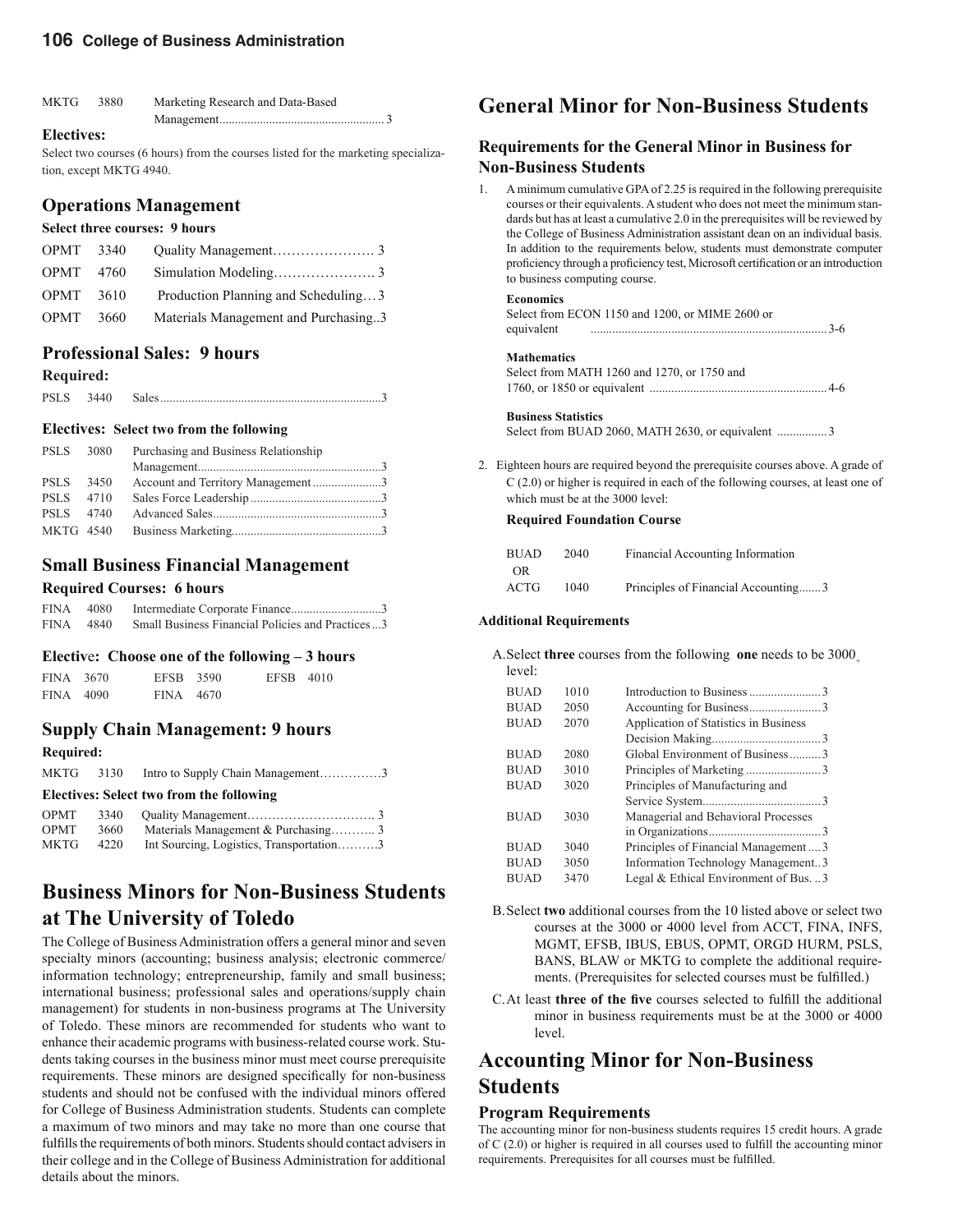| | | | |
|---|---|---|---|
| MKTG | 3880 | Marketing Research and Data-Based Management | 3 |

**Electives:**

Select two courses (6 hours) from the courses listed for the marketing specialization, except MKTG 4940.

## Operations Management

**Select three courses: 9 hours**

| | | | |
|---|---|---|---|
| OPMT | 3340 | Quality Management | 3 |
| OPMT | 4760 | Simulation Modeling | 3 |
| OPMT | 3610 | Production Planning and Scheduling | 3 |
| OPMT | 3660 | Materials Management and Purchasing | 3 |

## Professional Sales: 9 hours

**Required:**

| | | | |
|---|---|---|---|
| PSLS | 3440 | Sales | 3 |

**Electives: Select two from the following**

| | | | |
|---|---|---|---|
| PSLS | 3080 | Purchasing and Business Relationship Management | 3 |
| PSLS | 3450 | Account and Territory Management | 3 |
| PSLS | 4710 | Sales Force Leadership | 3 |
| PSLS | 4740 | Advanced Sales | 3 |
| MKTG | 4540 | Business Marketing | 3 |

## Small Business Financial Management

**Required Courses: 6 hours**

| | | | |
|---|---|---|---|
| FINA | 4080 | Intermediate Corporate Finance | 3 |
| FINA | 4840 | Small Business Financial Policies and Practices | 3 |

**Elective: Choose one of the following – 3 hours**

FINA 3670 EFSB 3590 EFSB 4010
FINA 4090 FINA 4670

## Supply Chain Management: 9 hours

**Required:**

| | | | |
|---|---|---|---|
| MKTG | 3130 | Intro to Supply Chain Management | 3 |

**Electives: Select two from the following**

| | | | |
|---|---|---|---|
| OPMT | 3340 | Quality Management | 3 |
| OPMT | 3660 | Materials Management & Purchasing | 3 |
| MKTG | 4220 | Int Sourcing, Logistics, Transportation | 3 |

# Business Minors for Non-Business Students at The University of Toledo

The College of Business Administration offers a general minor and seven specialty minors (accounting; business analysis; electronic commerce/information technology; entrepreneurship, family and small business; international business; professional sales and operations/supply chain management) for students in non-business programs at The University of Toledo. These minors are recommended for students who want to enhance their academic programs with business-related course work. Students taking courses in the business minor must meet course prerequisite requirements. These minors are designed specifically for non-business students and should not be confused with the individual minors offered for College of Business Administration students. Students can complete a maximum of two minors and may take no more than one course that fulfills the requirements of both minors. Students should contact advisers in their college and in the College of Business Administration for additional details about the minors.

# General Minor for Non-Business Students

## Requirements for the General Minor in Business for Non-Business Students

1. A minimum cumulative GPA of 2.25 is required in the following prerequisite courses or their equivalents. A student who does not meet the minimum standards but has at least a cumulative 2.0 in the prerequisites will be reviewed by the College of Business Administration assistant dean on an individual basis. In addition to the requirements below, students must demonstrate computer proficiency through a proficiency test, Microsoft certification or an introduction to business computing course.

   **Economics**
   Select from ECON 1150 and 1200, or MIME 2600 or equivalent ... 3-6

   **Mathematics**
   Select from MATH 1260 and 1270, or 1750 and 1760, or 1850 or equivalent ... 4-6

   **Business Statistics**
   Select from BUAD 2060, MATH 2630, or equivalent ... 3

2. Eighteen hours are required beyond the prerequisite courses above. A grade of C (2.0) or higher is required in each of the following courses, at least one of which must be at the 3000 level:

   **Required Foundation Course**

| | | | |
|---|---|---|---|
| BUAD | 2040 | Financial Accounting Information | |
| OR | | | |
| ACTG | 1040 | Principles of Financial Accounting | 3 |

**Additional Requirements**

A. Select **three** courses from the following **one** needs to be 3000+ level:

| | | | |
|---|---|---|---|
| BUAD | 1010 | Introduction to Business | 3 |
| BUAD | 2050 | Accounting for Business | 3 |
| BUAD | 2070 | Application of Statistics in Business Decision Making | 3 |
| BUAD | 2080 | Global Environment of Business | 3 |
| BUAD | 3010 | Principles of Marketing | 3 |
| BUAD | 3020 | Principles of Manufacturing and Service System | 3 |
| BUAD | 3030 | Managerial and Behavioral Processes in Organizations | 3 |
| BUAD | 3040 | Principles of Financial Management | 3 |
| BUAD | 3050 | Information Technology Management | 3 |
| BUAD | 3470 | Legal & Ethical Environment of Bus. | 3 |

B. Select **two** additional courses from the 10 listed above or select two courses at the 3000 or 4000 level from ACCT, FINA, INFS, MGMT, EFSB, IBUS, EBUS, OPMT, ORGD HURM, PSLS, BANS, BLAW or MKTG to complete the additional requirements. (Prerequisites for selected courses must be fulfilled.)

C. At least **three of the five** courses selected to fulfill the additional minor in business requirements must be at the 3000 or 4000 level.

# Accounting Minor for Non-Business Students

## Program Requirements

The accounting minor for non-business students requires 15 credit hours. A grade of C (2.0) or higher is required in all courses used to fulfill the accounting minor requirements. Prerequisites for all courses must be fulfilled.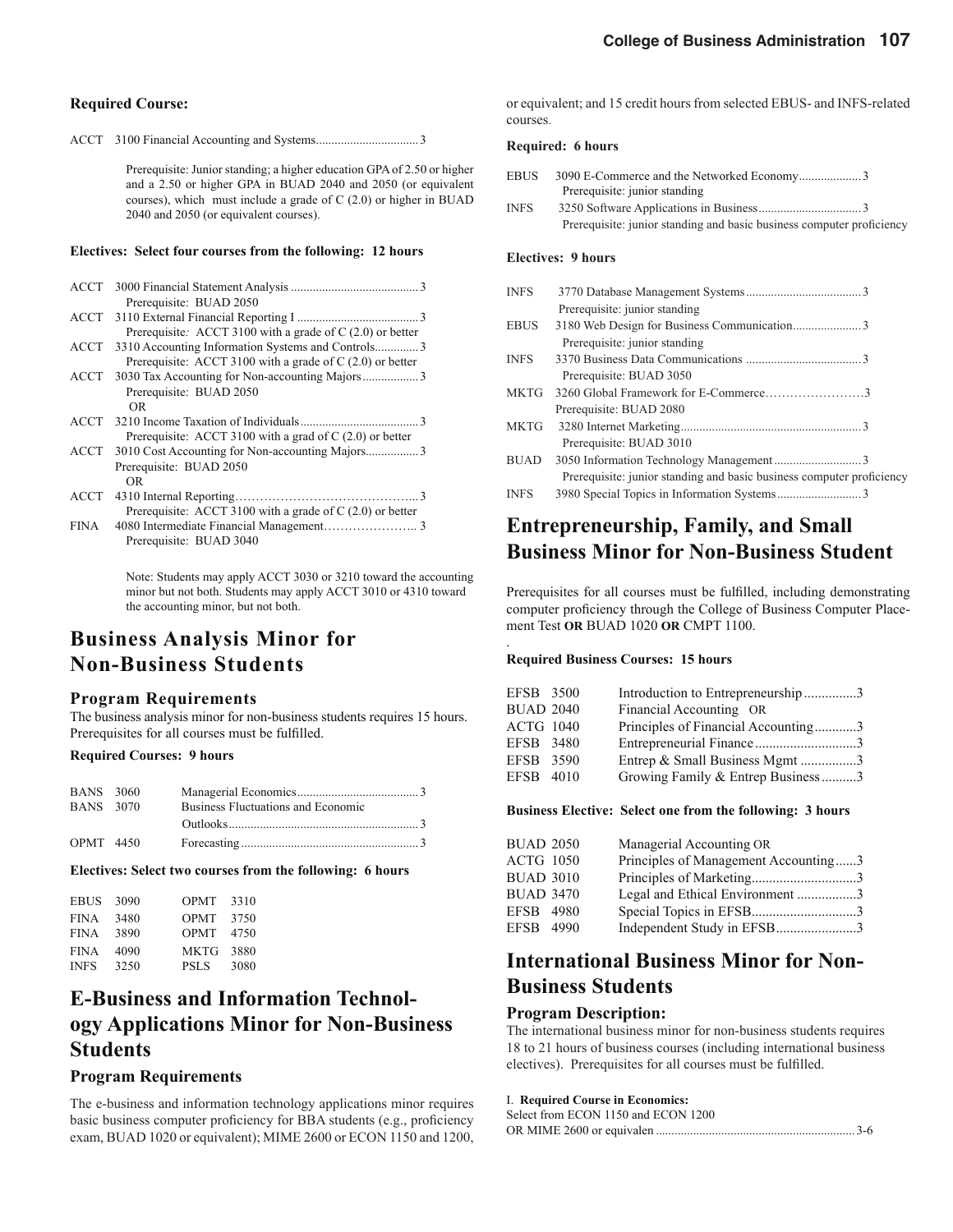**Required Course:**

ACCT 3100 Financial Accounting and Systems.................................3

Prerequisite: Junior standing; a higher education GPA of 2.50 or higher and a 2.50 or higher GPA in BUAD 2040 and 2050 (or equivalent courses), which must include a grade of C (2.0) or higher in BUAD 2040 and 2050 (or equivalent courses).

**Electives: Select four courses from the following: 12 hours**

ACCT 3000 Financial Statement Analysis .........................................3
Prerequisite: BUAD 2050

ACCT 3110 External Financial Reporting I .......................................3
Prerequisite*:* ACCT 3100 with a grade of C (2.0) or better

ACCT 3310 Accounting Information Systems and Controls.............3
Prerequisite: ACCT 3100 with a grade of C (2.0) or better

ACCT 3030 Tax Accounting for Non-accounting Majors..................3
Prerequisite: BUAD 2050
OR

ACCT 3210 Income Taxation of Individuals......................................3
Prerequisite: ACCT 3100 with a grad of C (2.0) or better

ACCT 3010 Cost Accounting for Non-accounting Majors.................3
Prerequisite: BUAD 2050
OR

ACCT 4310 Internal Reporting……………………………………..3
Prerequisite: ACCT 3100 with a grade of C (2.0) or better

FINA 4080 Intermediate Financial Management………………….. 3
Prerequisite: BUAD 3040

Note: Students may apply ACCT 3030 or 3210 toward the accounting minor but not both. Students may apply ACCT 3010 or 4310 toward the accounting minor, but not both.

## Business Analysis Minor for Non-Business Students

### Program Requirements

The business analysis minor for non-business students requires 15 hours. Prerequisites for all courses must be fulfilled.

**Required Courses: 9 hours**

| | | |
|---|---|---|
| BANS 3060 | Managerial Economics | 3 |
| BANS 3070 | Business Fluctuations and Economic Outlooks | 3 |
| OPMT 4450 | Forecasting | 3 |

**Electives: Select two courses from the following: 6 hours**

| | |
|---|---|
| EBUS 3090 | OPMT 3310 |
| FINA 3480 | OPMT 3750 |
| FINA 3890 | OPMT 4750 |
| FINA 4090 | MKTG 3880 |
| INFS 3250 | PSLS 3080 |

## E-Business and Information Technology Applications Minor for Non-Business Students

### Program Requirements

The e-business and information technology applications minor requires basic business computer proficiency for BBA students (e.g., proficiency exam, BUAD 1020 or equivalent); MIME 2600 or ECON 1150 and 1200, or equivalent; and 15 credit hours from selected EBUS- and INFS-related courses.

**Required: 6 hours**

EBUS 3090 E-Commerce and the Networked Economy....................3
Prerequisite: junior standing

INFS 3250 Software Applications in Business.................................3
Prerequisite: junior standing and basic business computer proficiency

**Electives: 9 hours**

INFS 3770 Database Management Systems.....................................3
Prerequisite: junior standing

EBUS 3180 Web Design for Business Communication......................3
Prerequisite: junior standing

INFS 3370 Business Data Communications .....................................3
Prerequisite: BUAD 3050

MKTG 3260 Global Framework for E-Commerce……………………3
Prerequisite: BUAD 2080

MKTG 3280 Internet Marketing..........................................................3
Prerequisite: BUAD 3010

BUAD 3050 Information Technology Management............................3
Prerequisite: junior standing and basic business computer proficiency

INFS 3980 Special Topics in Information Systems...........................3

## Entrepreneurship, Family, and Small Business Minor for Non-Business Student

Prerequisites for all courses must be fulfilled, including demonstrating computer proficiency through the College of Business Computer Placement Test **OR** BUAD 1020 **OR** CMPT 1100.

**Required Business Courses: 15 hours**

| | | |
|---|---|---|
| EFSB 3500 | Introduction to Entrepreneurship | 3 |
| BUAD 2040 | Financial Accounting OR | |
| ACTG 1040 | Principles of Financial Accounting | 3 |
| EFSB 3480 | Entrepreneurial Finance | 3 |
| EFSB 3590 | Entrep & Small Business Mgmt | 3 |
| EFSB 4010 | Growing Family & Entrep Business | 3 |

**Business Elective: Select one from the following: 3 hours**

| | | |
|---|---|---|
| BUAD 2050 | Managerial Accounting OR | |
| ACTG 1050 | Principles of Management Accounting | 3 |
| BUAD 3010 | Principles of Marketing | 3 |
| BUAD 3470 | Legal and Ethical Environment | 3 |
| EFSB 4980 | Special Topics in EFSB | 3 |
| EFSB 4990 | Independent Study in EFSB | 3 |

## International Business Minor for Non-Business Students

### Program Description:

The international business minor for non-business students requires 18 to 21 hours of business courses (including international business electives). Prerequisites for all courses must be fulfilled.

I. **Required Course in Economics:**
Select from ECON 1150 and ECON 1200
OR MIME 2600 or equivalen ...............................................................3-6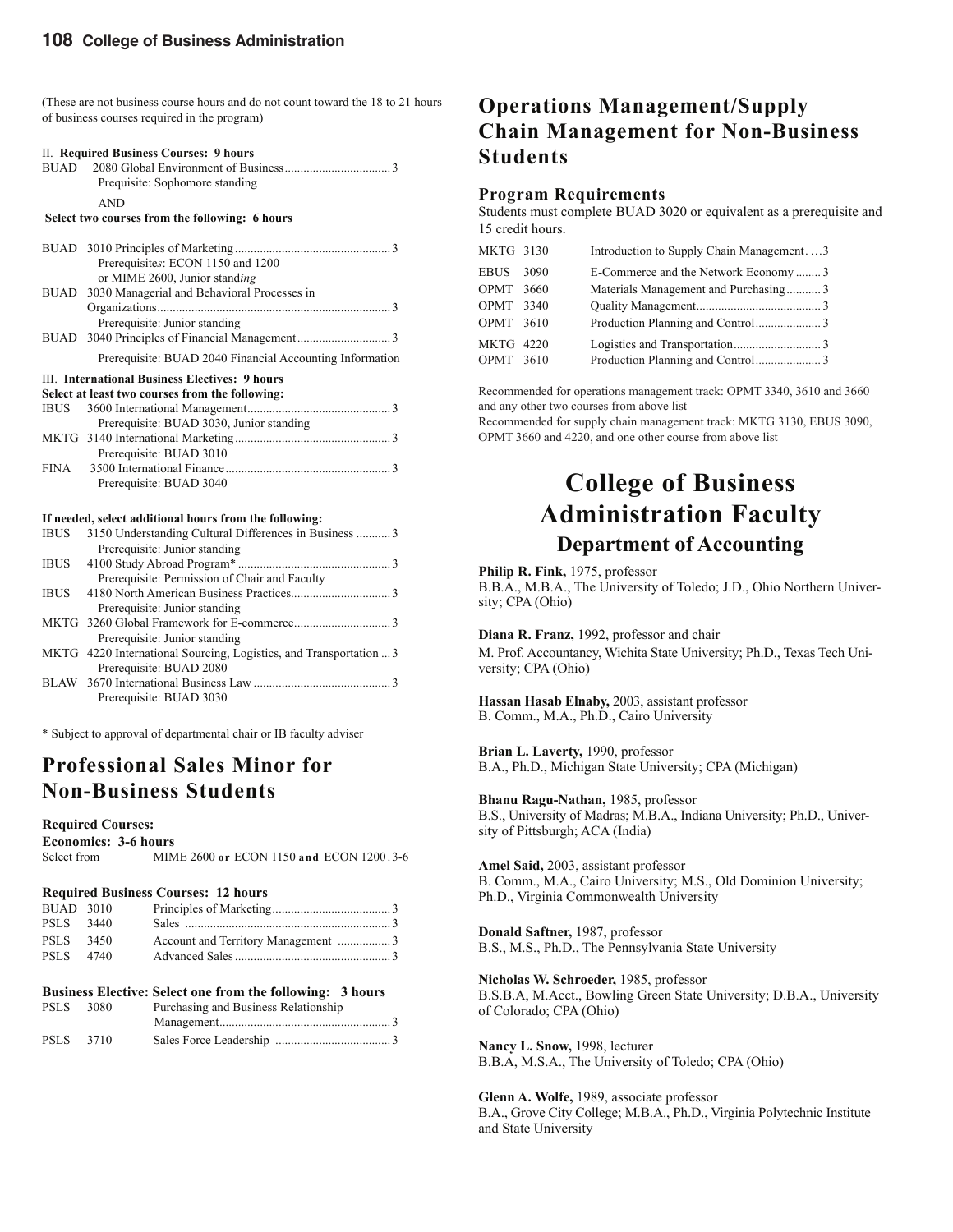(These are not business course hours and do not count toward the 18 to 21 hours of business courses required in the program)

II. **Required Business Courses: 9 hours**

BUAD 2080 Global Environment of Business .................................. 3
Prequisite: Sophomore standing

AND

**Select two courses from the following: 6 hours**

BUAD 3010 Principles of Marketing .................................................. 3
Prerequisites: ECON 1150 and 1200 or MIME 2600, Junior stand*ing*

BUAD 3030 Managerial and Behavioral Processes in Organizations .......................................................................... 3
Prerequisite: Junior standing

BUAD 3040 Principles of Financial Management .............................. 3
Prerequisite: BUAD 2040 Financial Accounting Information

III. **International Business Electives: 9 hours**

**Select at least two courses from the following:**

IBUS 3600 International Management .............................................. 3
Prerequisite: BUAD 3030, Junior standing

MKTG 3140 International Marketing .................................................. 3
Prerequisite: BUAD 3010

FINA 3500 International Finance ..................................................... 3
Prerequisite: BUAD 3040

**If needed, select additional hours from the following:**

IBUS 3150 Understanding Cultural Differences in Business ........... 3
Prerequisite: Junior standing

IBUS 4100 Study Abroad Program* ................................................. 3
Prerequisite: Permission of Chair and Faculty

IBUS 4180 North American Business Practices ................................ 3
Prerequisite: Junior standing

MKTG 3260 Global Framework for E-commerce ............................... 3
Prerequisite: Junior standing

MKTG 4220 International Sourcing, Logistics, and Transportation ... 3
Prerequisite: BUAD 2080

BLAW 3670 International Business Law ............................................ 3
Prerequisite: BUAD 3030

* Subject to approval of departmental chair or IB faculty adviser

## Professional Sales Minor for Non-Business Students

**Required Courses:**

**Economics: 3-6 hours**

Select from MIME 2600 **or** ECON 1150 **and** ECON 1200 . 3-6

**Required Business Courses: 12 hours**

| | | | |
|---|---|---|---|
| BUAD | 3010 | Principles of Marketing | 3 |
| PSLS | 3440 | Sales | 3 |
| PSLS | 3450 | Account and Territory Management | 3 |
| PSLS | 4740 | Advanced Sales | 3 |

**Business Elective: Select one from the following: 3 hours**

| | | | |
|---|---|---|---|
| PSLS | 3080 | Purchasing and Business Relationship Management | 3 |
| PSLS | 3710 | Sales Force Leadership | 3 |

## Operations Management/Supply Chain Management for Non-Business Students

### Program Requirements

Students must complete BUAD 3020 or equivalent as a prerequisite and 15 credit hours.

| | | | |
|---|---|---|---|
| MKTG | 3130 | Introduction to Supply Chain Management | 3 |
| EBUS | 3090 | E-Commerce and the Network Economy | 3 |
| OPMT | 3660 | Materials Management and Purchasing | 3 |
| OPMT | 3340 | Quality Management | 3 |
| OPMT | 3610 | Production Planning and Control | 3 |
| MKTG | 4220 | Logistics and Transportation | 3 |
| OPMT | 3610 | Production Planning and Control | 3 |

Recommended for operations management track: OPMT 3340, 3610 and 3660 and any other two courses from above list

Recommended for supply chain management track: MKTG 3130, EBUS 3090, OPMT 3660 and 4220, and one other course from above list

# College of Business Administration Faculty

## Department of Accounting

**Philip R. Fink,** 1975, professor
B.B.A., M.B.A., The University of Toledo; J.D., Ohio Northern University; CPA (Ohio)

**Diana R. Franz,** 1992, professor and chair
M. Prof. Accountancy, Wichita State University; Ph.D., Texas Tech University; CPA (Ohio)

**Hassan Hasab Elnaby,** 2003, assistant professor
B. Comm., M.A., Ph.D., Cairo University

**Brian L. Laverty,** 1990, professor
B.A., Ph.D., Michigan State University; CPA (Michigan)

**Bhanu Ragu-Nathan,** 1985, professor
B.S., University of Madras; M.B.A., Indiana University; Ph.D., University of Pittsburgh; ACA (India)

**Amel Said,** 2003, assistant professor
B. Comm., M.A., Cairo University; M.S., Old Dominion University; Ph.D., Virginia Commonwealth University

**Donald Saftner,** 1987, professor
B.S., M.S., Ph.D., The Pennsylvania State University

**Nicholas W. Schroeder,** 1985, professor
B.S.B.A, M.Acct., Bowling Green State University; D.B.A., University of Colorado; CPA (Ohio)

**Nancy L. Snow,** 1998, lecturer
B.B.A, M.S.A., The University of Toledo; CPA (Ohio)

**Glenn A. Wolfe,** 1989, associate professor
B.A., Grove City College; M.B.A., Ph.D., Virginia Polytechnic Institute and State University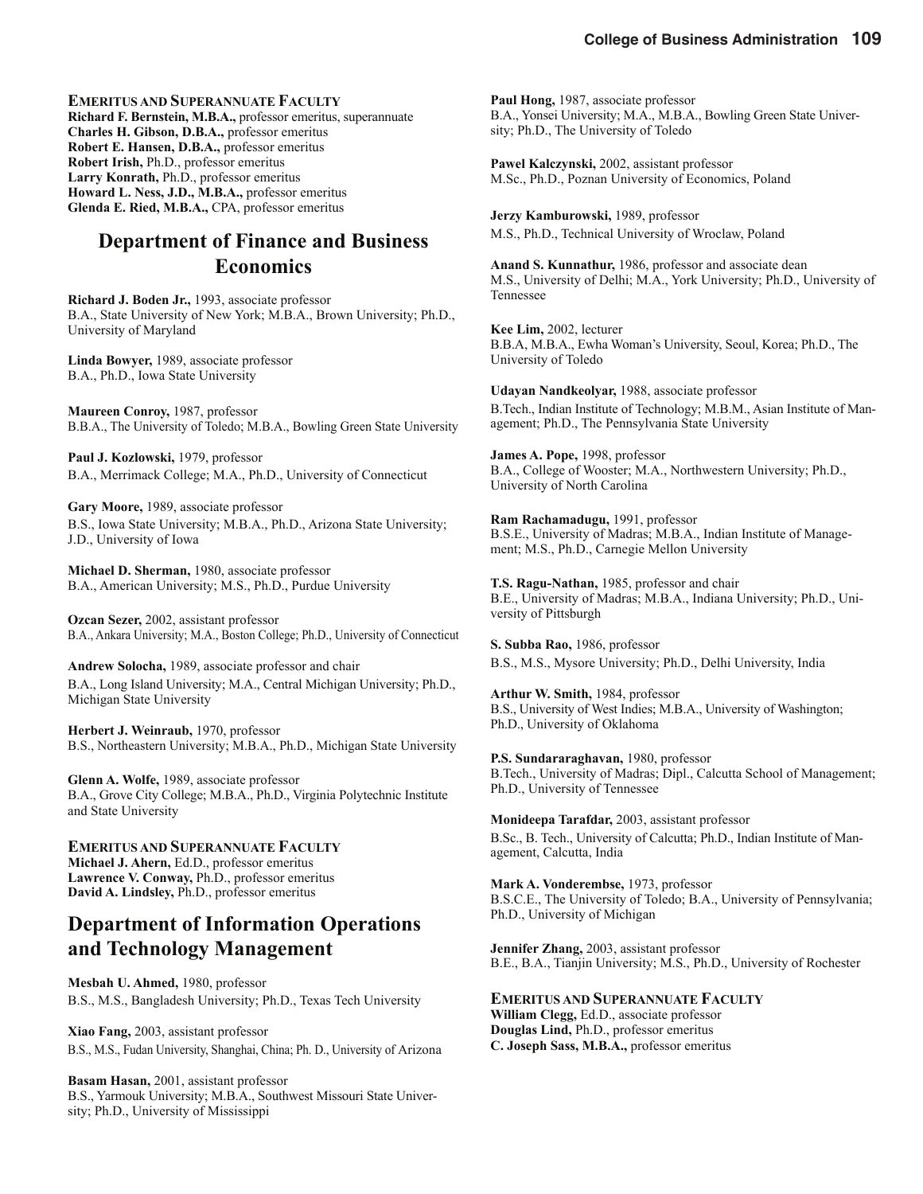**Emeritus and Superannuate Faculty**
**Richard F. Bernstein, M.B.A.,** professor emeritus, superannuate
**Charles H. Gibson, D.B.A.,** professor emeritus
**Robert E. Hansen, D.B.A.,** professor emeritus
**Robert Irish,** Ph.D., professor emeritus
**Larry Konrath,** Ph.D., professor emeritus
**Howard L. Ness, J.D., M.B.A.,** professor emeritus
**Glenda E. Ried, M.B.A.,** CPA, professor emeritus

## Department of Finance and Business Economics

**Richard J. Boden Jr.,** 1993, associate professor
B.A., State University of New York; M.B.A., Brown University; Ph.D., University of Maryland

**Linda Bowyer,** 1989, associate professor
B.A., Ph.D., Iowa State University

**Maureen Conroy,** 1987, professor
B.B.A., The University of Toledo; M.B.A., Bowling Green State University

**Paul J. Kozlowski,** 1979, professor
B.A., Merrimack College; M.A., Ph.D., University of Connecticut

**Gary Moore,** 1989, associate professor
B.S., Iowa State University; M.B.A., Ph.D., Arizona State University; J.D., University of Iowa

**Michael D. Sherman,** 1980, associate professor
B.A., American University; M.S., Ph.D., Purdue University

**Ozcan Sezer,** 2002, assistant professor
B.A., Ankara University; M.A., Boston College; Ph.D., University of Connecticut

**Andrew Solocha,** 1989, associate professor and chair
B.A., Long Island University; M.A., Central Michigan University; Ph.D., Michigan State University

**Herbert J. Weinraub,** 1970, professor
B.S., Northeastern University; M.B.A., Ph.D., Michigan State University

**Glenn A. Wolfe,** 1989, associate professor
B.A., Grove City College; M.B.A., Ph.D., Virginia Polytechnic Institute and State University

**Emeritus and Superannuate Faculty**
**Michael J. Ahern,** Ed.D., professor emeritus
**Lawrence V. Conway,** Ph.D., professor emeritus
**David A. Lindsley,** Ph.D., professor emeritus

## Department of Information Operations and Technology Management

**Mesbah U. Ahmed,** 1980, professor
B.S., M.S., Bangladesh University; Ph.D., Texas Tech University

**Xiao Fang,** 2003, assistant professor
B.S., M.S., Fudan University, Shanghai, China; Ph. D., University of Arizona

**Basam Hasan,** 2001, assistant professor
B.S., Yarmouk University; M.B.A., Southwest Missouri State University; Ph.D., University of Mississippi

**Paul Hong,** 1987, associate professor
B.A., Yonsei University; M.A., M.B.A., Bowling Green State University; Ph.D., The University of Toledo

**Pawel Kalczynski,** 2002, assistant professor
M.Sc., Ph.D., Poznan University of Economics, Poland

**Jerzy Kamburowski,** 1989, professor
M.S., Ph.D., Technical University of Wroclaw, Poland

**Anand S. Kunnathur,** 1986, professor and associate dean
M.S., University of Delhi; M.A., York University; Ph.D., University of Tennessee

**Kee Lim,** 2002, lecturer
B.B.A, M.B.A., Ewha Woman's University, Seoul, Korea; Ph.D., The University of Toledo

**Udayan Nandkeolyar,** 1988, associate professor
B.Tech., Indian Institute of Technology; M.B.M., Asian Institute of Management; Ph.D., The Pennsylvania State University

**James A. Pope,** 1998, professor
B.A., College of Wooster; M.A., Northwestern University; Ph.D., University of North Carolina

**Ram Rachamadugu,** 1991, professor
B.S.E., University of Madras; M.B.A., Indian Institute of Management; M.S., Ph.D., Carnegie Mellon University

**T.S. Ragu-Nathan,** 1985, professor and chair
B.E., University of Madras; M.B.A., Indiana University; Ph.D., University of Pittsburgh

**S. Subba Rao,** 1986, professor
B.S., M.S., Mysore University; Ph.D., Delhi University, India

**Arthur W. Smith,** 1984, professor
B.S., University of West Indies; M.B.A., University of Washington; Ph.D., University of Oklahoma

**P.S. Sundararaghavan,** 1980, professor
B.Tech., University of Madras; Dipl., Calcutta School of Management; Ph.D., University of Tennessee

**Monideepa Tarafdar,** 2003, assistant professor
B.Sc., B. Tech., University of Calcutta; Ph.D., Indian Institute of Management, Calcutta, India

**Mark A. Vonderembse,** 1973, professor
B.S.C.E., The University of Toledo; B.A., University of Pennsylvania; Ph.D., University of Michigan

**Jennifer Zhang,** 2003, assistant professor
B.E., B.A., Tianjin University; M.S., Ph.D., University of Rochester

**Emeritus and Superannuate Faculty**
**William Clegg,** Ed.D., associate professor
**Douglas Lind,** Ph.D., professor emeritus
**C. Joseph Sass, M.B.A.,** professor emeritus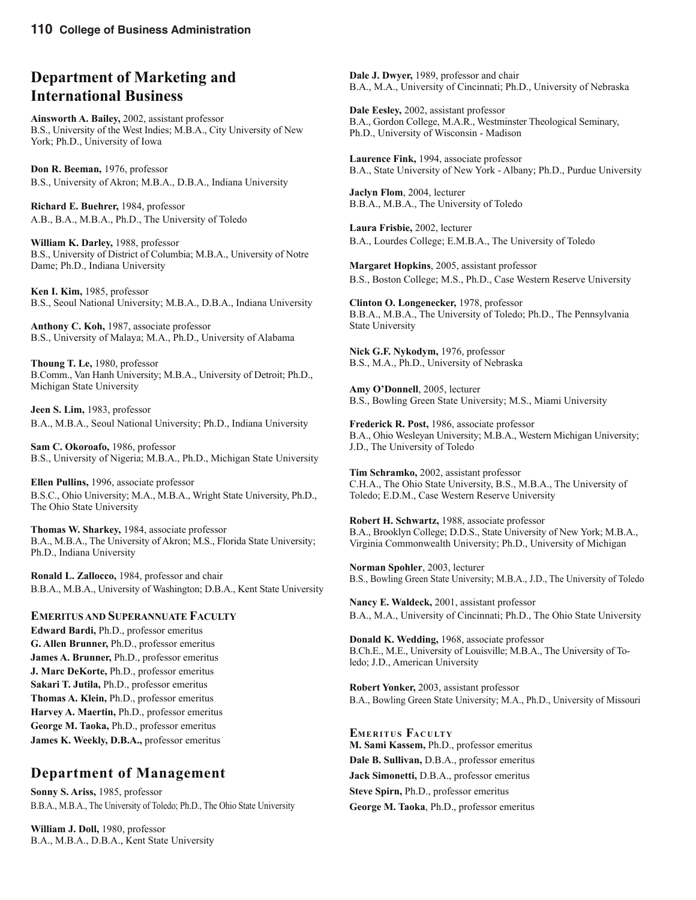## Department of Marketing and International Business

**Ainsworth A. Bailey,** 2002, assistant professor
B.S., University of the West Indies; M.B.A., City University of New York; Ph.D., University of Iowa

**Don R. Beeman,** 1976, professor
B.S., University of Akron; M.B.A., D.B.A., Indiana University

**Richard E. Buehrer,** 1984, professor
A.B., B.A., M.B.A., Ph.D., The University of Toledo

**William K. Darley,** 1988, professor
B.S., University of District of Columbia; M.B.A., University of Notre Dame; Ph.D., Indiana University

**Ken I. Kim,** 1985, professor
B.S., Seoul National University; M.B.A., D.B.A., Indiana University

**Anthony C. Koh,** 1987, associate professor
B.S., University of Malaya; M.A., Ph.D., University of Alabama

**Thoung T. Le,** 1980, professor
B.Comm., Van Hanh University; M.B.A., University of Detroit; Ph.D., Michigan State University

**Jeen S. Lim,** 1983, professor
B.A., M.B.A., Seoul National University; Ph.D., Indiana University

**Sam C. Okoroafo,** 1986, professor
B.S., University of Nigeria; M.B.A., Ph.D., Michigan State University

**Ellen Pullins,** 1996, associate professor
B.S.C., Ohio University; M.A., M.B.A., Wright State University, Ph.D., The Ohio State University

**Thomas W. Sharkey,** 1984, associate professor
B.A., M.B.A., The University of Akron; M.S., Florida State University; Ph.D., Indiana University

**Ronald L. Zallocco,** 1984, professor and chair
B.B.A., M.B.A., University of Washington; D.B.A., Kent State University

### Emeritus and Superannuate Faculty

**Edward Bardi,** Ph.D., professor emeritus
**G. Allen Brunner,** Ph.D., professor emeritus
**James A. Brunner,** Ph.D., professor emeritus
**J. Marc DeKorte,** Ph.D., professor emeritus
**Sakari T. Jutila,** Ph.D., professor emeritus
**Thomas A. Klein,** Ph.D., professor emeritus
**Harvey A. Maertin,** Ph.D., professor emeritus
**George M. Taoka,** Ph.D., professor emeritus
**James K. Weekly, D.B.A.,** professor emeritus

## Department of Management

**Sonny S. Ariss,** 1985, professor
B.B.A., M.B.A., The University of Toledo; Ph.D., The Ohio State University

**William J. Doll,** 1980, professor
B.A., M.B.A., D.B.A., Kent State University

**Dale J. Dwyer,** 1989, professor and chair
B.A., M.A., University of Cincinnati; Ph.D., University of Nebraska

**Dale Eesley,** 2002, assistant professor
B.A., Gordon College, M.A.R., Westminster Theological Seminary, Ph.D., University of Wisconsin - Madison

**Laurence Fink,** 1994, associate professor
B.A., State University of New York - Albany; Ph.D., Purdue University

**Jaclyn Flom**, 2004, lecturer
B.B.A., M.B.A., The University of Toledo

**Laura Frisbie,** 2002, lecturer
B.A., Lourdes College; E.M.B.A., The University of Toledo

**Margaret Hopkins**, 2005, assistant professor
B.S., Boston College; M.S., Ph.D., Case Western Reserve University

**Clinton O. Longenecker,** 1978, professor
B.B.A., M.B.A., The University of Toledo; Ph.D., The Pennsylvania State University

**Nick G.F. Nykodym,** 1976, professor
B.S., M.A., Ph.D., University of Nebraska

**Amy O'Donnell**, 2005, lecturer
B.S., Bowling Green State University; M.S., Miami University

**Frederick R. Post,** 1986, associate professor
B.A., Ohio Wesleyan University; M.B.A., Western Michigan University; J.D., The University of Toledo

**Tim Schramko,** 2002, assistant professor
C.H.A., The Ohio State University, B.S., M.B.A., The University of Toledo; E.D.M., Case Western Reserve University

**Robert H. Schwartz,** 1988, associate professor
B.A., Brooklyn College; D.D.S., State University of New York; M.B.A., Virginia Commonwealth University; Ph.D., University of Michigan

**Norman Spohler**, 2003, lecturer
B.S., Bowling Green State University; M.B.A., J.D., The University of Toledo

**Nancy E. Waldeck,** 2001, assistant professor
B.A., M.A., University of Cincinnati; Ph.D., The Ohio State University

**Donald K. Wedding,** 1968, associate professor
B.Ch.E., M.E., University of Louisville; M.B.A., The University of Toledo; J.D., American University

**Robert Yonker,** 2003, assistant professor
B.A., Bowling Green State University; M.A., Ph.D., University of Missouri

### Emeritus Faculty

**M. Sami Kassem,** Ph.D., professor emeritus
**Dale B. Sullivan,** D.B.A., professor emeritus
**Jack Simonetti,** D.B.A., professor emeritus
**Steve Spirn,** Ph.D., professor emeritus
**George M. Taoka**, Ph.D., professor emeritus